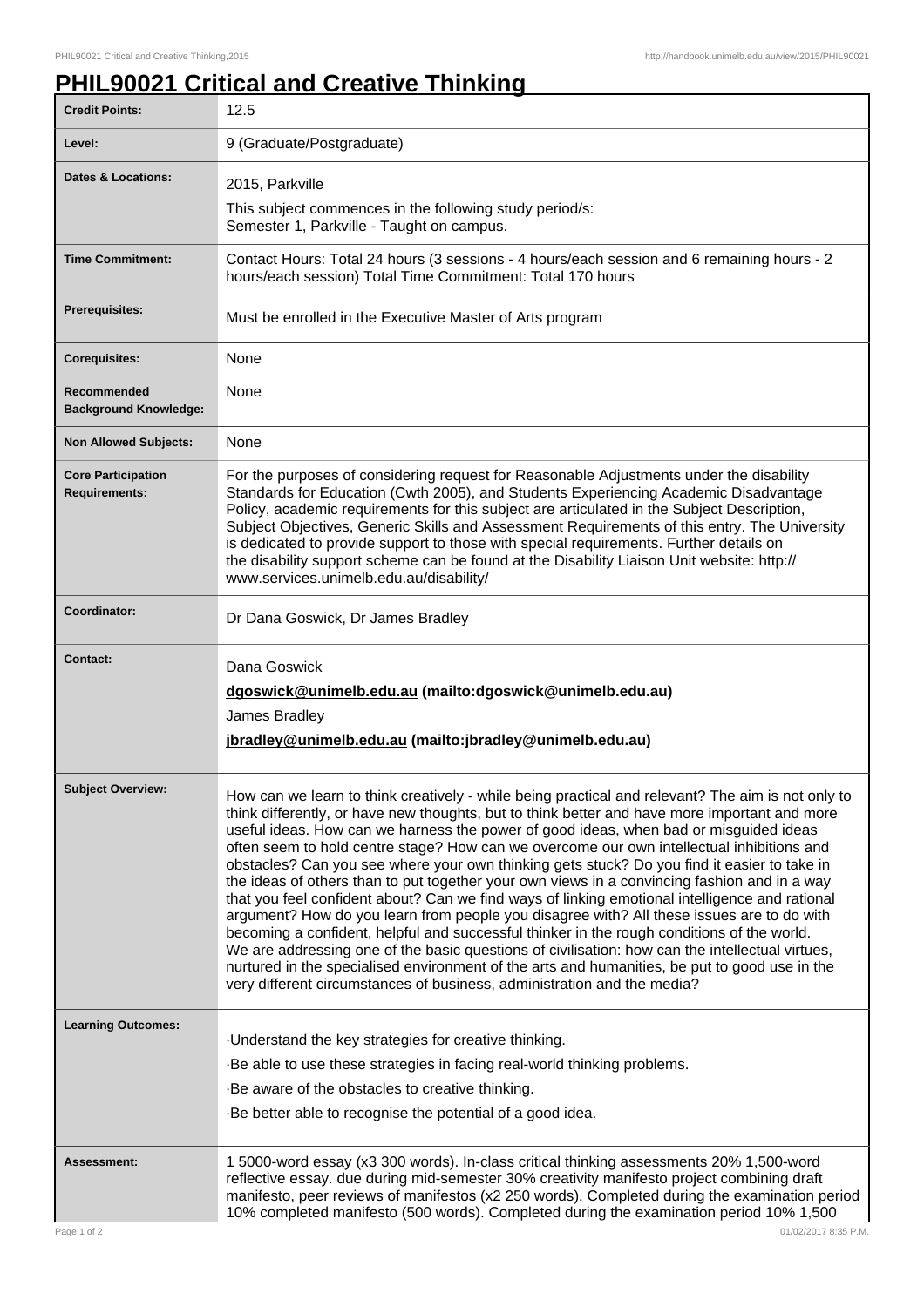# PHIL90021 Critical and Creative Thinking

| | |
|---|---|
| **Credit Points:** | 12.5 |
| **Level:** | 9 (Graduate/Postgraduate) |
| **Dates & Locations:** | 2015, Parkville<br>This subject commences in the following study period/s:<br>Semester 1, Parkville - Taught on campus. |
| **Time Commitment:** | Contact Hours: Total 24 hours (3 sessions - 4 hours/each session and 6 remaining hours - 2 hours/each session) Total Time Commitment: Total 170 hours |
| **Prerequisites:** | Must be enrolled in the Executive Master of Arts program |
| **Corequisites:** | None |
| **Recommended Background Knowledge:** | None |
| **Non Allowed Subjects:** | None |
| **Core Participation Requirements:** | For the purposes of considering request for Reasonable Adjustments under the disability Standards for Education (Cwth 2005), and Students Experiencing Academic Disadvantage Policy, academic requirements for this subject are articulated in the Subject Description, Subject Objectives, Generic Skills and Assessment Requirements of this entry. The University is dedicated to provide support to those with special requirements. Further details on the disability support scheme can be found at the Disability Liaison Unit website: http://www.services.unimelb.edu.au/disability/ |
| **Coordinator:** | Dr Dana Goswick, Dr James Bradley |
| **Contact:** | Dana Goswick<br>**dgoswick@unimelb.edu.au (mailto:dgoswick@unimelb.edu.au)**<br>James Bradley<br>**jbradley@unimelb.edu.au (mailto:jbradley@unimelb.edu.au)** |
| **Subject Overview:** | How can we learn to think creatively - while being practical and relevant? The aim is not only to think differently, or have new thoughts, but to think better and have more important and more useful ideas. How can we harness the power of good ideas, when bad or misguided ideas often seem to hold centre stage? How can we overcome our own intellectual inhibitions and obstacles? Can you see where your own thinking gets stuck? Do you find it easier to take in the ideas of others than to put together your own views in a convincing fashion and in a way that you feel confident about? Can we find ways of linking emotional intelligence and rational argument? How do you learn from people you disagree with? All these issues are to do with becoming a confident, helpful and successful thinker in the rough conditions of the world. We are addressing one of the basic questions of civilisation: how can the intellectual virtues, nurtured in the specialised environment of the arts and humanities, be put to good use in the very different circumstances of business, administration and the media? |
| **Learning Outcomes:** | ·Understand the key strategies for creative thinking.<br>·Be able to use these strategies in facing real-world thinking problems.<br>·Be aware of the obstacles to creative thinking.<br>·Be better able to recognise the potential of a good idea. |
| **Assessment:** | 1 5000-word essay (x3 300 words). In-class critical thinking assessments 20% 1,500-word reflective essay. due during mid-semester 30% creativity manifesto project combining draft manifesto, peer reviews of manifestos (x2 250 words). Completed during the examination period 10% completed manifesto (500 words). Completed during the examination period 10% 1,500 |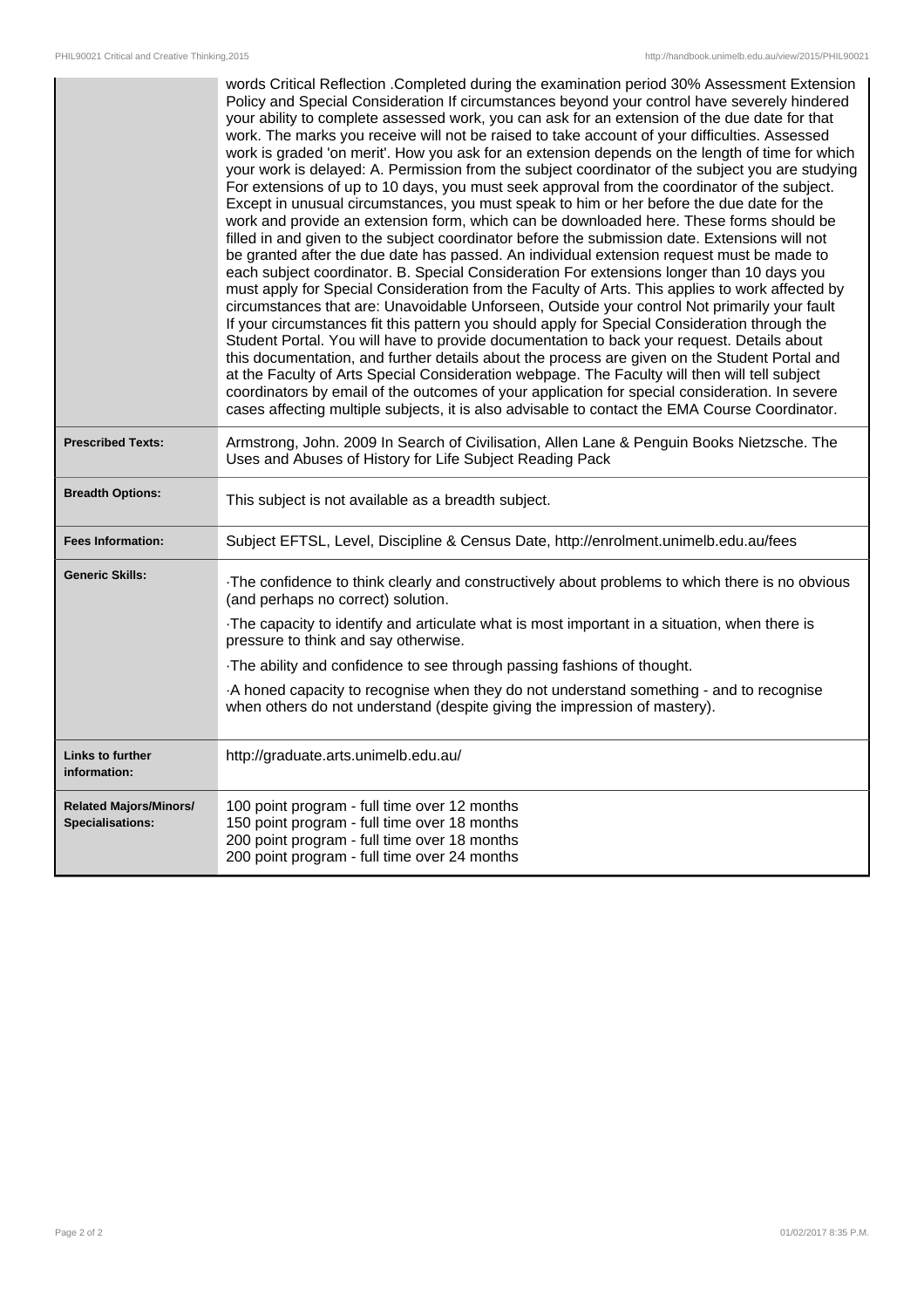| | |
|---|---|
| | words Critical Reflection .Completed during the examination period 30% Assessment Extension Policy and Special Consideration If circumstances beyond your control have severely hindered your ability to complete assessed work, you can ask for an extension of the due date for that work. The marks you receive will not be raised to take account of your difficulties. Assessed work is graded 'on merit'. How you ask for an extension depends on the length of time for which your work is delayed: A. Permission from the subject coordinator of the subject you are studying For extensions of up to 10 days, you must seek approval from the coordinator of the subject. Except in unusual circumstances, you must speak to him or her before the due date for the work and provide an extension form, which can be downloaded here. These forms should be filled in and given to the subject coordinator before the submission date. Extensions will not be granted after the due date has passed. An individual extension request must be made to each subject coordinator. B. Special Consideration For extensions longer than 10 days you must apply for Special Consideration from the Faculty of Arts. This applies to work affected by circumstances that are: Unavoidable Unforseen, Outside your control Not primarily your fault If your circumstances fit this pattern you should apply for Special Consideration through the Student Portal. You will have to provide documentation to back your request. Details about this documentation, and further details about the process are given on the Student Portal and at the Faculty of Arts Special Consideration webpage. The Faculty will then will tell subject coordinators by email of the outcomes of your application for special consideration. In severe cases affecting multiple subjects, it is also advisable to contact the EMA Course Coordinator. |
| **Prescribed Texts:** | Armstrong, John. 2009 In Search of Civilisation, Allen Lane & Penguin Books Nietzsche. The Uses and Abuses of History for Life Subject Reading Pack |
| **Breadth Options:** | This subject is not available as a breadth subject. |
| **Fees Information:** | Subject EFTSL, Level, Discipline & Census Date, http://enrolment.unimelb.edu.au/fees |
| **Generic Skills:** | ·The confidence to think clearly and constructively about problems to which there is no obvious (and perhaps no correct) solution.<br>·The capacity to identify and articulate what is most important in a situation, when there is pressure to think and say otherwise.<br>·The ability and confidence to see through passing fashions of thought.<br>·A honed capacity to recognise when they do not understand something - and to recognise when others do not understand (despite giving the impression of mastery). |
| **Links to further information:** | http://graduate.arts.unimelb.edu.au/ |
| **Related Majors/Minors/ Specialisations:** | 100 point program - full time over 12 months<br>150 point program - full time over 18 months<br>200 point program - full time over 18 months<br>200 point program - full time over 24 months |